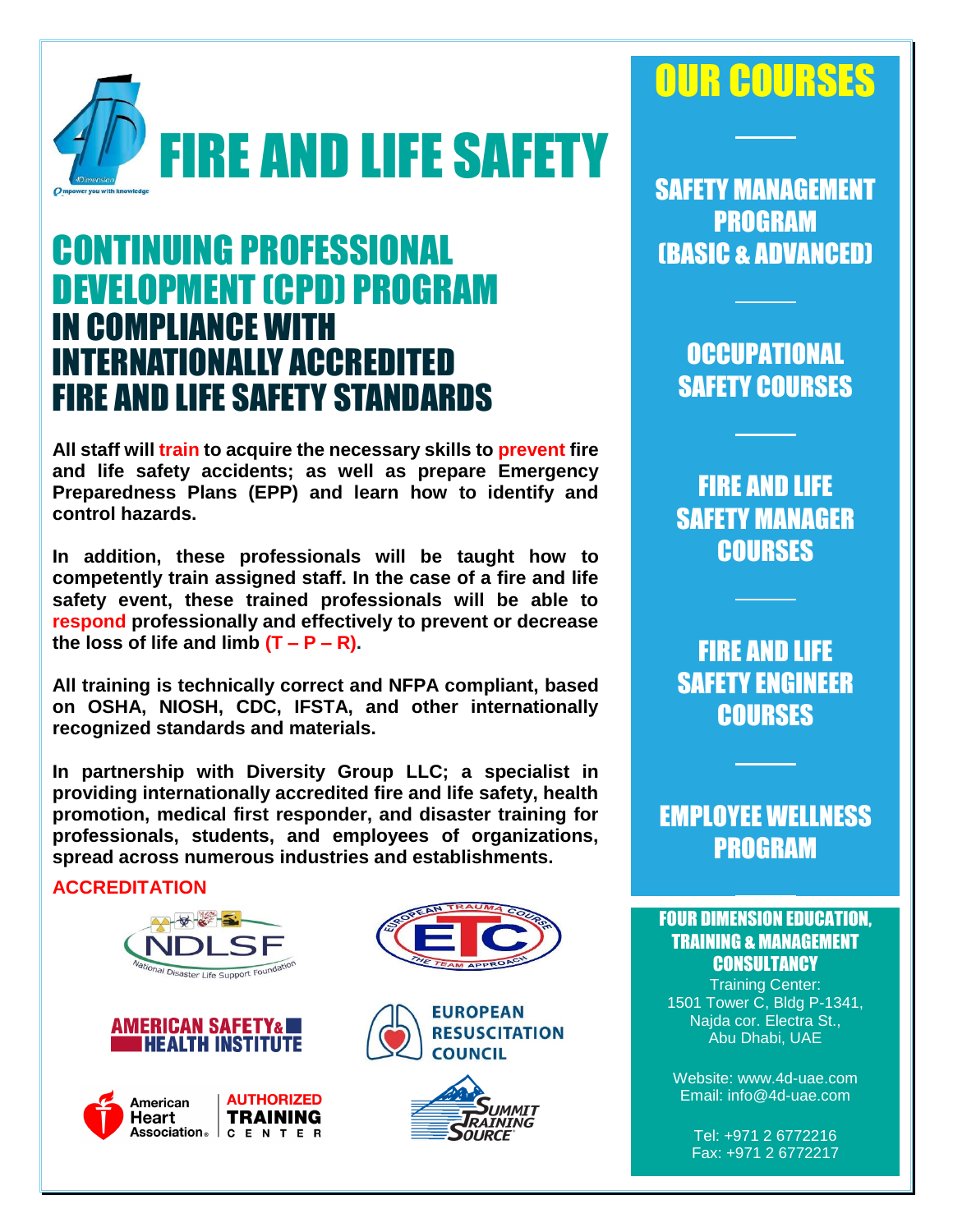# FIRE AND LIFE SAFETY

## CONTINUING PROFESSIONAL DEVELOPMENT (CPD) PROGRAM IN COMPLIANCE WITH INTERNATIONALLY ACCREDITED FIRE AND LIFE SAFETY STANDARDS

**All staff will train to acquire the necessary skills to prevent fire and life safety accidents; as well as prepare Emergency Preparedness Plans (EPP) and learn how to identify and control hazards.**

**In addition, these professionals will be taught how to competently train assigned staff. In the case of a fire and life safety event, these trained professionals will be able to respond professionally and effectively to prevent or decrease the loss of life and limb (T – P – R).**

**All training is technically correct and NFPA compliant, based on OSHA, NIOSH, CDC, IFSTA, and other internationally recognized standards and materials.**

**In partnership with Diversity Group LLC; a specialist in providing internationally accredited fire and life safety, health promotion, medical first responder, and disaster training for professionals, students, and employees of organizations, spread across numerous industries and establishments.**

### ACCREDITATION

- NDLSF – National Disaster Life Support Foundation
- ETC – European Trauma Course – The Team Approach
- American Safety & Health Institute
- European Resuscitation Council
- American Heart Association – Authorized Training Center
- Summit Training Source

## OUR COURSES

- SAFETY MANAGEMENT PROGRAM (BASIC & ADVANCED)
- OCCUPATIONAL SAFETY COURSES
- FIRE AND LIFE SAFETY MANAGER COURSES
- FIRE AND LIFE SAFETY ENGINEER COURSES
- EMPLOYEE WELLNESS PROGRAM

**FOUR DIMENSION EDUCATION, TRAINING & MANAGEMENT CONSULTANCY**

Training Center:
1501 Tower C, Bldg P-1341,
Najda cor. Electra St.,
Abu Dhabi, UAE

Website: www.4d-uae.com
Email: info@4d-uae.com

Tel: +971 2 6772216
Fax: +971 2 6772217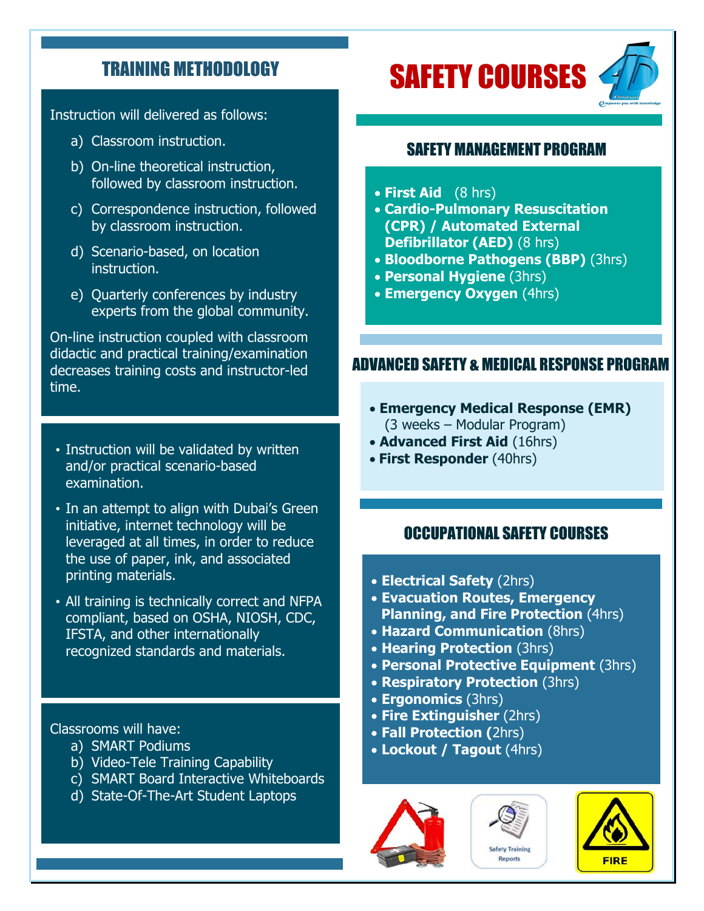## TRAINING METHODOLOGY

Instruction will delivered as follows:

a) Classroom instruction.
b) On-line theoretical instruction, followed by classroom instruction.
c) Correspondence instruction, followed by classroom instruction.
d) Scenario-based, on location instruction.
e) Quarterly conferences by industry experts from the global community.

On-line instruction coupled with classroom didactic and practical training/examination decreases training costs and instructor-led time.

- Instruction will be validated by written and/or practical scenario-based examination.
- In an attempt to align with Dubai's Green initiative, internet technology will be leveraged at all times, in order to reduce the use of paper, ink, and associated printing materials.
- All training is technically correct and NFPA compliant, based on OSHA, NIOSH, CDC, IFSTA, and other internationally recognized standards and materials.

Classrooms will have:

a) SMART Podiums
b) Video-Tele Training Capability
c) SMART Board Interactive Whiteboards
d) State-Of-The-Art Student Laptops

# SAFETY COURSES

## SAFETY MANAGEMENT PROGRAM

- **First Aid** (8 hrs)
- **Cardio-Pulmonary Resuscitation (CPR) / Automated External Defibrillator (AED)** (8 hrs)
- **Bloodborne Pathogens (BBP)** (3hrs)
- **Personal Hygiene** (3hrs)
- **Emergency Oxygen** (4hrs)

## ADVANCED SAFETY & MEDICAL RESPONSE PROGRAM

- **Emergency Medical Response (EMR)** (3 weeks – Modular Program)
- **Advanced First Aid** (16hrs)
- **First Responder** (40hrs)

## OCCUPATIONAL SAFETY COURSES

- **Electrical Safety** (2hrs)
- **Evacuation Routes, Emergency Planning, and Fire Protection** (4hrs)
- **Hazard Communication** (8hrs)
- **Hearing Protection** (3hrs)
- **Personal Protective Equipment** (3hrs)
- **Respiratory Protection** (3hrs)
- **Ergonomics** (3hrs)
- **Fire Extinguisher** (2hrs)
- **Fall Protection (**2hrs)
- **Lockout / Tagout** (4hrs)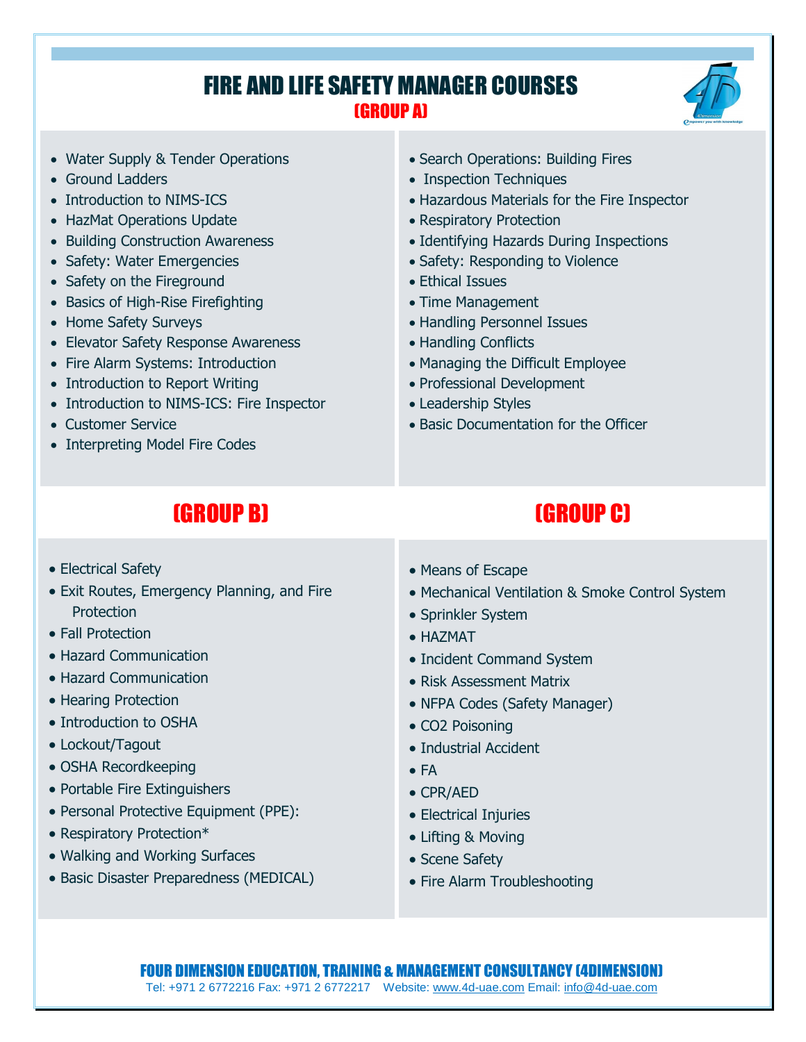# FIRE AND LIFE SAFETY MANAGER COURSES

## (GROUP A)

- Water Supply & Tender Operations
- Ground Ladders
- Introduction to NIMS-ICS
- HazMat Operations Update
- Building Construction Awareness
- Safety: Water Emergencies
- Safety on the Fireground
- Basics of High-Rise Firefighting
- Home Safety Surveys
- Elevator Safety Response Awareness
- Fire Alarm Systems: Introduction
- Introduction to Report Writing
- Introduction to NIMS-ICS: Fire Inspector
- Customer Service
- Interpreting Model Fire Codes
- Search Operations: Building Fires
- Inspection Techniques
- Hazardous Materials for the Fire Inspector
- Respiratory Protection
- Identifying Hazards During Inspections
- Safety: Responding to Violence
- Ethical Issues
- Time Management
- Handling Personnel Issues
- Handling Conflicts
- Managing the Difficult Employee
- Professional Development
- Leadership Styles
- Basic Documentation for the Officer

## (GROUP B)

- Electrical Safety
- Exit Routes, Emergency Planning, and Fire Protection
- Fall Protection
- Hazard Communication
- Hazard Communication
- Hearing Protection
- Introduction to OSHA
- Lockout/Tagout
- OSHA Recordkeeping
- Portable Fire Extinguishers
- Personal Protective Equipment (PPE):
- Respiratory Protection*
- Walking and Working Surfaces
- Basic Disaster Preparedness (MEDICAL)

## (GROUP C)

- Means of Escape
- Mechanical Ventilation & Smoke Control System
- Sprinkler System
- HAZMAT
- Incident Command System
- Risk Assessment Matrix
- NFPA Codes (Safety Manager)
- CO2 Poisoning
- Industrial Accident
- FA
- CPR/AED
- Electrical Injuries
- Lifting & Moving
- Scene Safety
- Fire Alarm Troubleshooting

**FOUR DIMENSION EDUCATION, TRAINING & MANAGEMENT CONSULTANCY (4DIMENSION)**
Tel: +971 2 6772216 Fax: +971 2 6772217 Website: www.4d-uae.com Email: info@4d-uae.com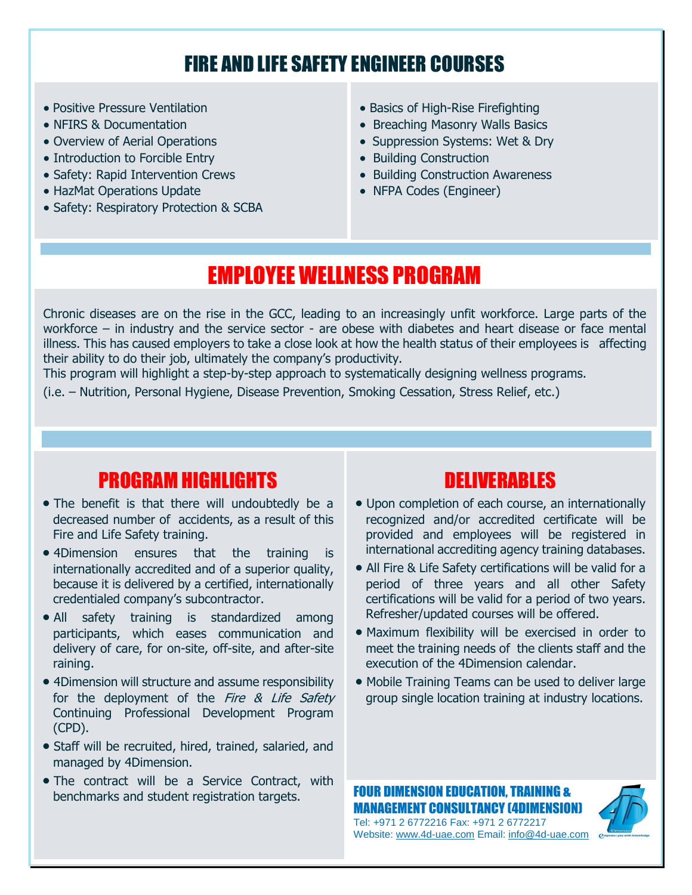# FIRE AND LIFE SAFETY ENGINEER COURSES

- Positive Pressure Ventilation
- NFIRS & Documentation
- Overview of Aerial Operations
- Introduction to Forcible Entry
- Safety: Rapid Intervention Crews
- HazMat Operations Update
- Safety: Respiratory Protection & SCBA
- Basics of High-Rise Firefighting
- Breaching Masonry Walls Basics
- Suppression Systems: Wet & Dry
- Building Construction
- Building Construction Awareness
- NFPA Codes (Engineer)

# EMPLOYEE WELLNESS PROGRAM

Chronic diseases are on the rise in the GCC, leading to an increasingly unfit workforce. Large parts of the workforce – in industry and the service sector - are obese with diabetes and heart disease or face mental illness. This has caused employers to take a close look at how the health status of their employees is affecting their ability to do their job, ultimately the company's productivity.

This program will highlight a step-by-step approach to systematically designing wellness programs.

(i.e. – Nutrition, Personal Hygiene, Disease Prevention, Smoking Cessation, Stress Relief, etc.)

## PROGRAM HIGHLIGHTS

- The benefit is that there will undoubtedly be a decreased number of accidents, as a result of this Fire and Life Safety training.
- 4Dimension ensures that the training is internationally accredited and of a superior quality, because it is delivered by a certified, internationally credentialed company's subcontractor.
- All safety training is standardized among participants, which eases communication and delivery of care, for on-site, off-site, and after-site raining.
- 4Dimension will structure and assume responsibility for the deployment of the *Fire & Life Safety* Continuing Professional Development Program (CPD).
- Staff will be recruited, hired, trained, salaried, and managed by 4Dimension.
- The contract will be a Service Contract, with benchmarks and student registration targets.

## DELIVERABLES

- Upon completion of each course, an internationally recognized and/or accredited certificate will be provided and employees will be registered in international accrediting agency training databases.
- All Fire & Life Safety certifications will be valid for a period of three years and all other Safety certifications will be valid for a period of two years. Refresher/updated courses will be offered.
- Maximum flexibility will be exercised in order to meet the training needs of the clients staff and the execution of the 4Dimension calendar.
- Mobile Training Teams can be used to deliver large group single location training at industry locations.

**FOUR DIMENSION EDUCATION, TRAINING & MANAGEMENT CONSULTANCY (4DIMENSION)**

Tel: +971 2 6772216 Fax: +971 2 6772217

Website: www.4d-uae.com Email: info@4d-uae.com